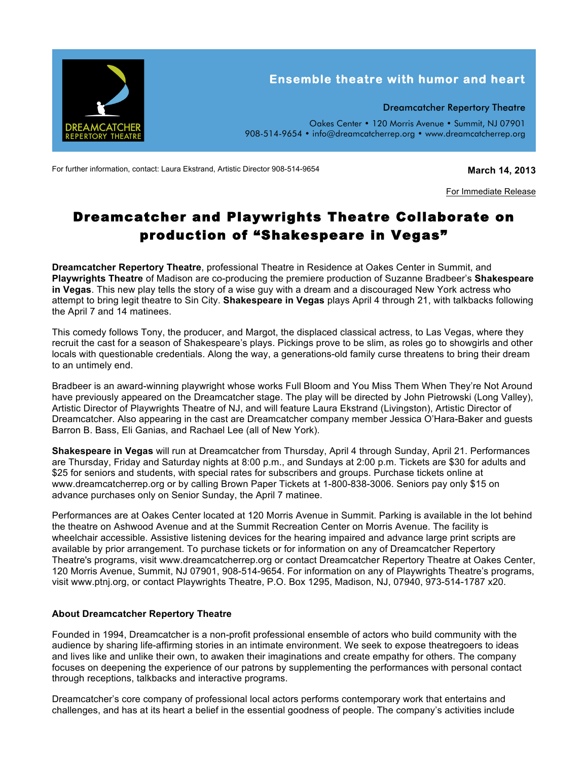DREAMCATCHER REPERTORY THEATRE

Ensemble theatre with humor and heart

Dreamcatcher Repertory Theatre

Oakes Center • 120 Morris Avenue • Summit, NJ 07901
908-514-9654 • info@dreamcatcherrep.org • www.dreamcatcherrep.org

For further information, contact: Laura Ekstrand, Artistic Director 908-514-9654

**March 14, 2013**

For Immediate Release

# Dreamcatcher and Playwrights Theatre Collaborate on production of "Shakespeare in Vegas"

**Dreamcatcher Repertory Theatre**, professional Theatre in Residence at Oakes Center in Summit, and **Playwrights Theatre** of Madison are co-producing the premiere production of Suzanne Bradbeer's **Shakespeare in Vegas**. This new play tells the story of a wise guy with a dream and a discouraged New York actress who attempt to bring legit theatre to Sin City. **Shakespeare in Vegas** plays April 4 through 21, with talkbacks following the April 7 and 14 matinees.

This comedy follows Tony, the producer, and Margot, the displaced classical actress, to Las Vegas, where they recruit the cast for a season of Shakespeare's plays. Pickings prove to be slim, as roles go to showgirls and other locals with questionable credentials. Along the way, a generations-old family curse threatens to bring their dream to an untimely end.

Bradbeer is an award-winning playwright whose works Full Bloom and You Miss Them When They're Not Around have previously appeared on the Dreamcatcher stage. The play will be directed by John Pietrowski (Long Valley), Artistic Director of Playwrights Theatre of NJ, and will feature Laura Ekstrand (Livingston), Artistic Director of Dreamcatcher. Also appearing in the cast are Dreamcatcher company member Jessica O'Hara-Baker and guests Barron B. Bass, Eli Ganias, and Rachael Lee (all of New York).

**Shakespeare in Vegas** will run at Dreamcatcher from Thursday, April 4 through Sunday, April 21. Performances are Thursday, Friday and Saturday nights at 8:00 p.m., and Sundays at 2:00 p.m. Tickets are $30 for adults and $25 for seniors and students, with special rates for subscribers and groups. Purchase tickets online at www.dreamcatcherrep.org or by calling Brown Paper Tickets at 1-800-838-3006. Seniors pay only $15 on advance purchases only on Senior Sunday, the April 7 matinee.

Performances are at Oakes Center located at 120 Morris Avenue in Summit. Parking is available in the lot behind the theatre on Ashwood Avenue and at the Summit Recreation Center on Morris Avenue. The facility is wheelchair accessible. Assistive listening devices for the hearing impaired and advance large print scripts are available by prior arrangement. To purchase tickets or for information on any of Dreamcatcher Repertory Theatre's programs, visit www.dreamcatcherrep.org or contact Dreamcatcher Repertory Theatre at Oakes Center, 120 Morris Avenue, Summit, NJ 07901, 908-514-9654. For information on any of Playwrights Theatre's programs, visit www.ptnj.org, or contact Playwrights Theatre, P.O. Box 1295, Madison, NJ, 07940, 973-514-1787 x20.

**About Dreamcatcher Repertory Theatre**

Founded in 1994, Dreamcatcher is a non-profit professional ensemble of actors who build community with the audience by sharing life-affirming stories in an intimate environment. We seek to expose theatregoers to ideas and lives like and unlike their own, to awaken their imaginations and create empathy for others. The company focuses on deepening the experience of our patrons by supplementing the performances with personal contact through receptions, talkbacks and interactive programs.

Dreamcatcher's core company of professional local actors performs contemporary work that entertains and challenges, and has at its heart a belief in the essential goodness of people. The company's activities include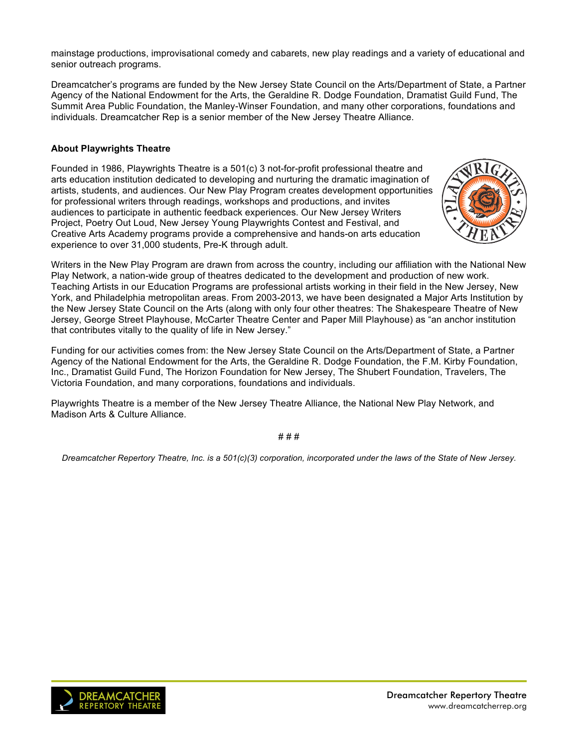mainstage productions, improvisational comedy and cabarets, new play readings and a variety of educational and senior outreach programs.

Dreamcatcher's programs are funded by the New Jersey State Council on the Arts/Department of State, a Partner Agency of the National Endowment for the Arts, the Geraldine R. Dodge Foundation, Dramatist Guild Fund, The Summit Area Public Foundation, the Manley-Winser Foundation, and many other corporations, foundations and individuals. Dreamcatcher Rep is a senior member of the New Jersey Theatre Alliance.

**About Playwrights Theatre**

Founded in 1986, Playwrights Theatre is a 501(c) 3 not-for-profit professional theatre and arts education institution dedicated to developing and nurturing the dramatic imagination of artists, students, and audiences. Our New Play Program creates development opportunities for professional writers through readings, workshops and productions, and invites audiences to participate in authentic feedback experiences. Our New Jersey Writers Project, Poetry Out Loud, New Jersey Young Playwrights Contest and Festival, and Creative Arts Academy programs provide a comprehensive and hands-on arts education experience to over 31,000 students, Pre-K through adult.

Writers in the New Play Program are drawn from across the country, including our affiliation with the National New Play Network, a nation-wide group of theatres dedicated to the development and production of new work. Teaching Artists in our Education Programs are professional artists working in their field in the New Jersey, New York, and Philadelphia metropolitan areas. From 2003-2013, we have been designated a Major Arts Institution by the New Jersey State Council on the Arts (along with only four other theatres: The Shakespeare Theatre of New Jersey, George Street Playhouse, McCarter Theatre Center and Paper Mill Playhouse) as "an anchor institution that contributes vitally to the quality of life in New Jersey."

Funding for our activities comes from: the New Jersey State Council on the Arts/Department of State, a Partner Agency of the National Endowment for the Arts, the Geraldine R. Dodge Foundation, the F.M. Kirby Foundation, Inc., Dramatist Guild Fund, The Horizon Foundation for New Jersey, The Shubert Foundation, Travelers, The Victoria Foundation, and many corporations, foundations and individuals.

Playwrights Theatre is a member of the New Jersey Theatre Alliance, the National New Play Network, and Madison Arts & Culture Alliance.

# # #

*Dreamcatcher Repertory Theatre, Inc. is a 501(c)(3) corporation, incorporated under the laws of the State of New Jersey.*